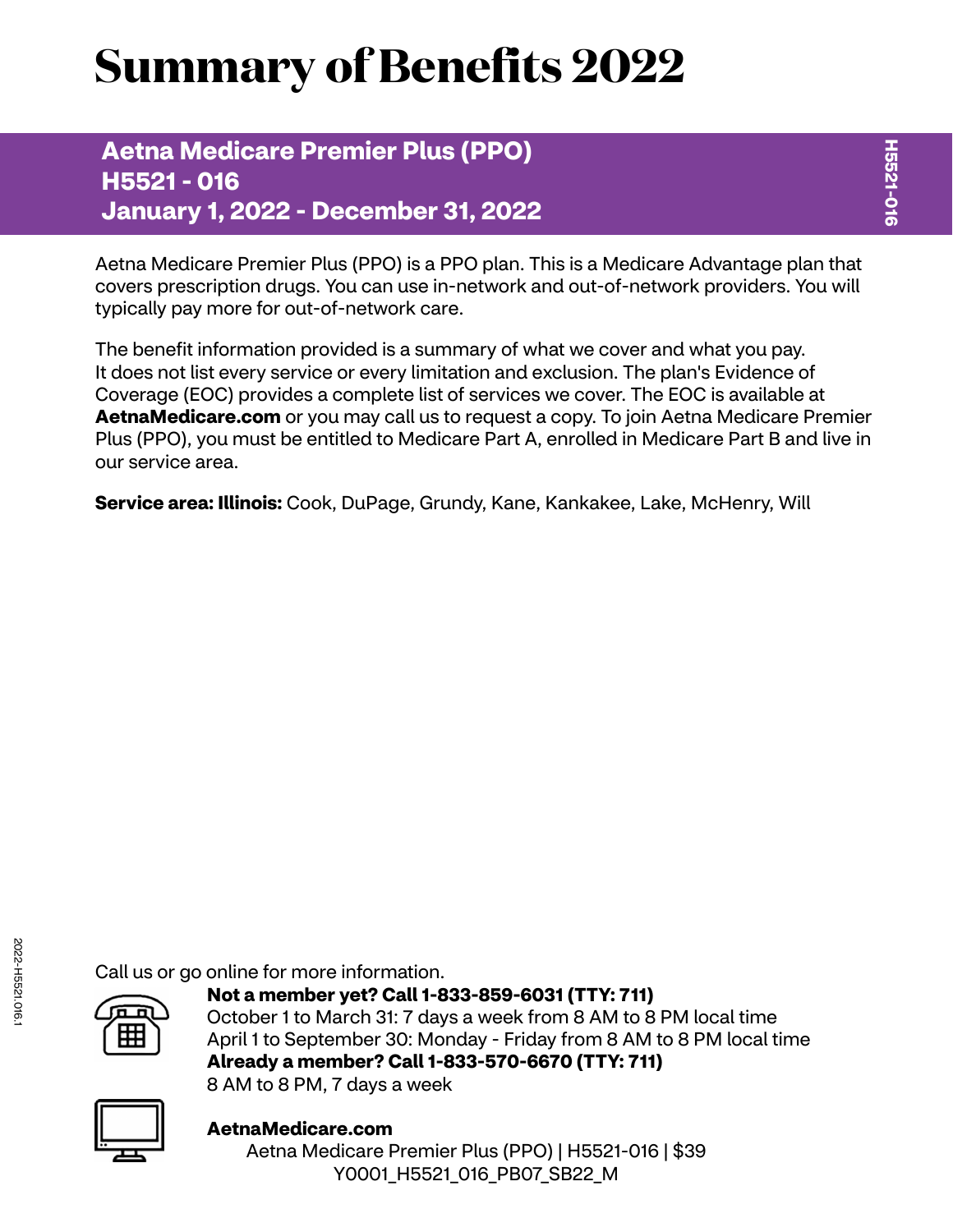# Summary of Benefits 2022

**Aetna Medicare Premier Plus (PPO)**
**H5521 - 016**
**January 1, 2022 - December 31, 2022**

Aetna Medicare Premier Plus (PPO) is a PPO plan. This is a Medicare Advantage plan that covers prescription drugs. You can use in-network and out-of-network providers. You will typically pay more for out-of-network care.

The benefit information provided is a summary of what we cover and what you pay. It does not list every service or every limitation and exclusion. The plan's Evidence of Coverage (EOC) provides a complete list of services we cover. The EOC is available at **AetnaMedicare.com** or you may call us to request a copy. To join Aetna Medicare Premier Plus (PPO), you must be entitled to Medicare Part A, enrolled in Medicare Part B and live in our service area.

**Service area: Illinois:** Cook, DuPage, Grundy, Kane, Kankakee, Lake, McHenry, Will

Call us or go online for more information.

**Not a member yet? Call 1-833-859-6031 (TTY: 711)**
October 1 to March 31: 7 days a week from 8 AM to 8 PM local time
April 1 to September 30: Monday - Friday from 8 AM to 8 PM local time
**Already a member? Call 1-833-570-6670 (TTY: 711)**
8 AM to 8 PM, 7 days a week

**AetnaMedicare.com**

Aetna Medicare Premier Plus (PPO) | H5521-016 | $39
Y0001_H5521_016_PB07_SB22_M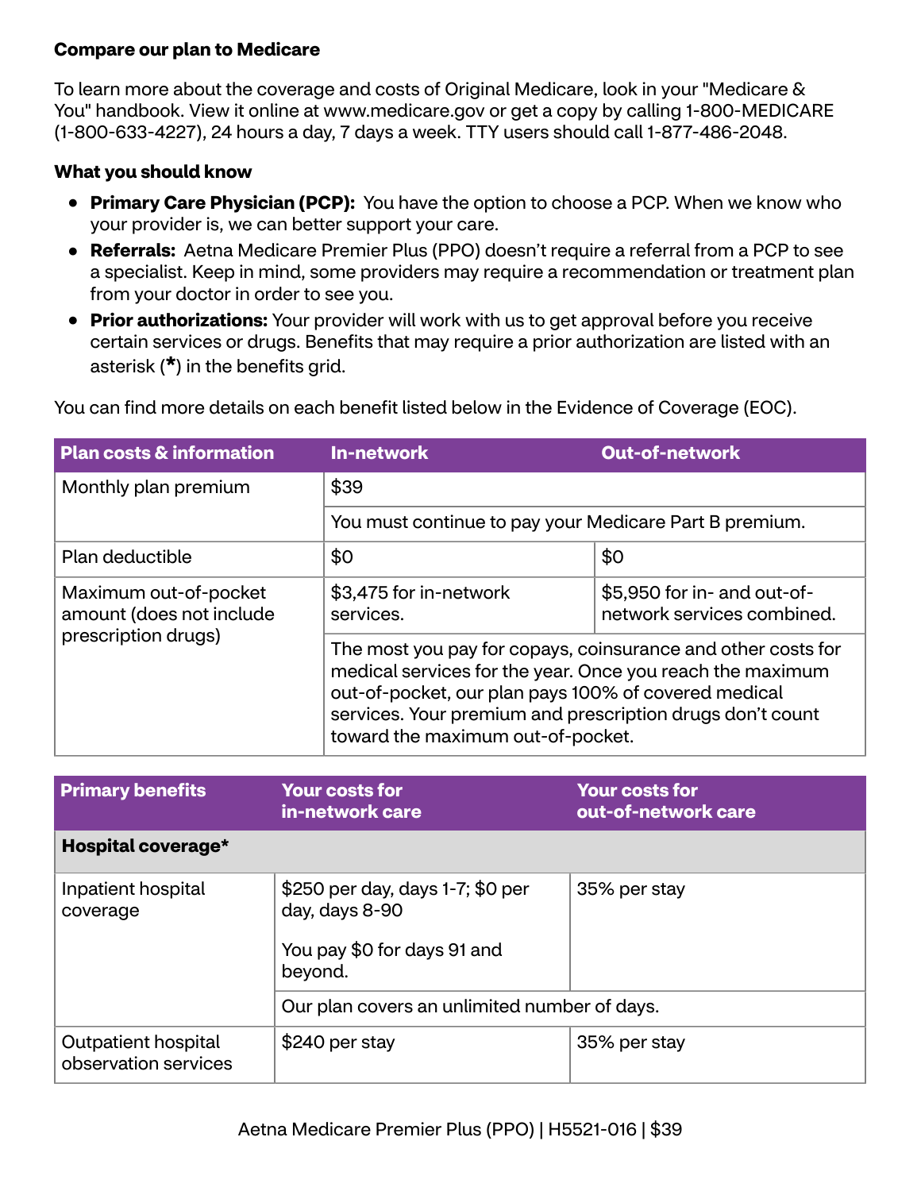### Compare our plan to Medicare

To learn more about the coverage and costs of Original Medicare, look in your "Medicare & You" handbook. View it online at www.medicare.gov or get a copy by calling 1-800-MEDICARE (1-800-633-4227), 24 hours a day, 7 days a week. TTY users should call 1-877-486-2048.

### What you should know

- **Primary Care Physician (PCP):** You have the option to choose a PCP. When we know who your provider is, we can better support your care.
- **Referrals:** Aetna Medicare Premier Plus (PPO) doesn't require a referral from a PCP to see a specialist. Keep in mind, some providers may require a recommendation or treatment plan from your doctor in order to see you.
- **Prior authorizations:** Your provider will work with us to get approval before you receive certain services or drugs. Benefits that may require a prior authorization are listed with an asterisk (*) in the benefits grid.

You can find more details on each benefit listed below in the Evidence of Coverage (EOC).

| Plan costs & information | In-network | Out-of-network |
| --- | --- | --- |
| Monthly plan premium | $39 | |
| | You must continue to pay your Medicare Part B premium. | |
| Plan deductible | $0 | $0 |
| Maximum out-of-pocket amount (does not include prescription drugs) | $3,475 for in-network services. | $5,950 for in- and out-of-network services combined. |
| | The most you pay for copays, coinsurance and other costs for medical services for the year. Once you reach the maximum out-of-pocket, our plan pays 100% of covered medical services. Your premium and prescription drugs don't count toward the maximum out-of-pocket. | |

| Primary benefits | Your costs for in-network care | Your costs for out-of-network care |
| --- | --- | --- |
| **Hospital coverage*** | | |
| Inpatient hospital coverage | $250 per day, days 1-7; $0 per day, days 8-90<br><br>You pay $0 for days 91 and beyond. | 35% per stay |
| | Our plan covers an unlimited number of days. | |
| Outpatient hospital observation services | $240 per stay | 35% per stay |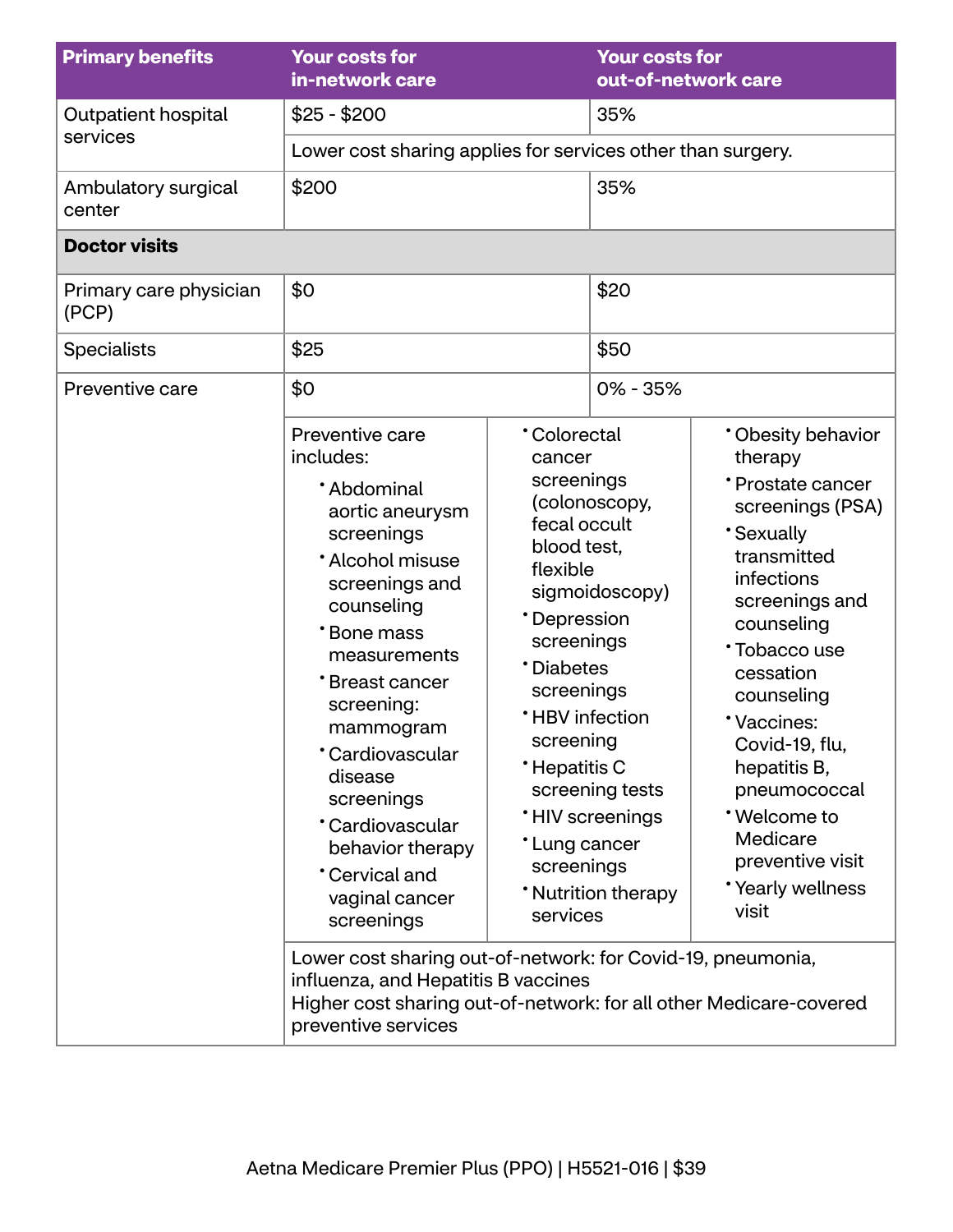| Primary benefits | Your costs for in-network care | Your costs for out-of-network care |
| --- | --- | --- |
| Outpatient hospital services | $25 - $200 | 35% |
| | Lower cost sharing applies for services other than surgery. | |
| Ambulatory surgical center | $200 | 35% |
| **Doctor visits** | | |
| Primary care physician (PCP) | $0 | $20 |
| Specialists | $25 | $50 |
| Preventive care | $0 | 0% - 35% |

Preventive care includes:

- Abdominal aortic aneurysm screenings
- Alcohol misuse screenings and counseling
- Bone mass measurements
- Breast cancer screening: mammogram
- Cardiovascular disease screenings
- Cardiovascular behavior therapy
- Cervical and vaginal cancer screenings
- Colorectal cancer screenings (colonoscopy, fecal occult blood test, flexible sigmoidoscopy)
- Depression screenings
- Diabetes screenings
- HBV infection screening
- Hepatitis C screening tests
- HIV screenings
- Lung cancer screenings
- Nutrition therapy services
- Obesity behavior therapy
- Prostate cancer screenings (PSA)
- Sexually transmitted infections screenings and counseling
- Tobacco use cessation counseling
- Vaccines: Covid-19, flu, hepatitis B, pneumococcal
- Welcome to Medicare preventive visit
- Yearly wellness visit

Lower cost sharing out-of-network: for Covid-19, pneumonia, influenza, and Hepatitis B vaccines
Higher cost sharing out-of-network: for all other Medicare-covered preventive services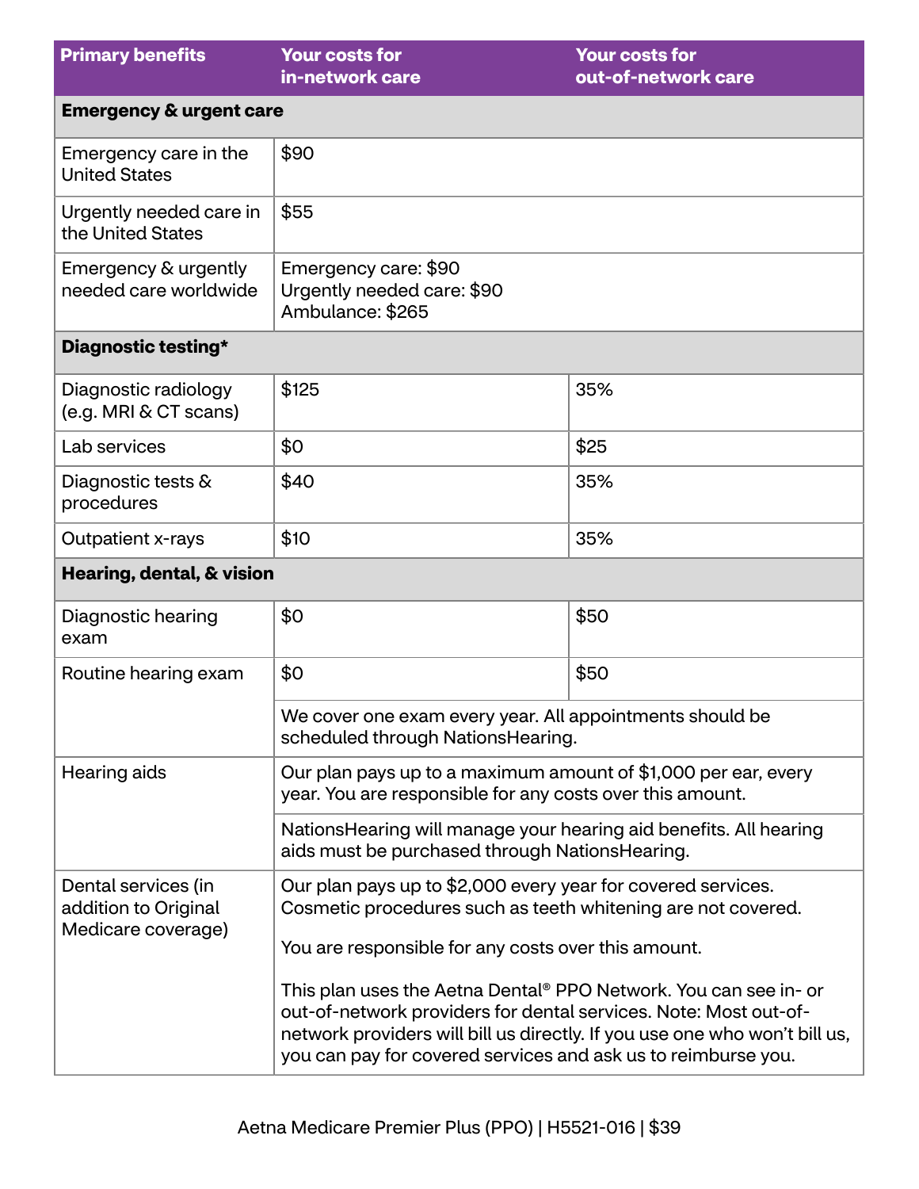| Primary benefits | Your costs for in-network care | Your costs for out-of-network care |
|---|---|---|
| **Emergency & urgent care** | | |
| Emergency care in the United States | $90 | |
| Urgently needed care in the United States | $55 | |
| Emergency & urgently needed care worldwide | Emergency care: $90<br>Urgently needed care: $90<br>Ambulance: $265 | |
| **Diagnostic testing*** | | |
| Diagnostic radiology (e.g. MRI & CT scans) | $125 | 35% |
| Lab services | $0 | $25 |
| Diagnostic tests & procedures | $40 | 35% |
| Outpatient x-rays | $10 | 35% |
| **Hearing, dental, & vision** | | |
| Diagnostic hearing exam | $0 | $50 |
| Routine hearing exam | $0 | $50 |
| | We cover one exam every year. All appointments should be scheduled through NationsHearing. | |
| Hearing aids | Our plan pays up to a maximum amount of $1,000 per ear, every year. You are responsible for any costs over this amount.<br><br>NationsHearing will manage your hearing aid benefits. All hearing aids must be purchased through NationsHearing. | |
| Dental services (in addition to Original Medicare coverage) | Our plan pays up to $2,000 every year for covered services. Cosmetic procedures such as teeth whitening are not covered.<br><br>You are responsible for any costs over this amount.<br><br>This plan uses the Aetna Dental® PPO Network. You can see in- or out-of-network providers for dental services. Note: Most out-of-network providers will bill us directly. If you use one who won't bill us, you can pay for covered services and ask us to reimburse you. | |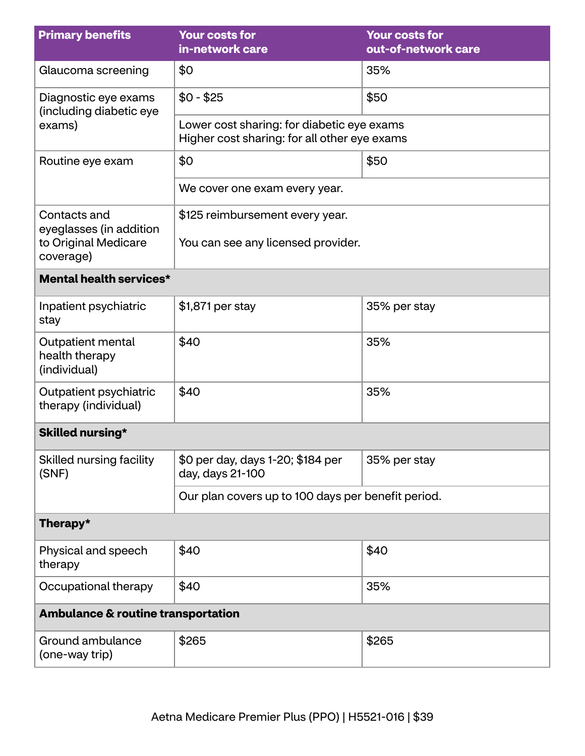| Primary benefits | Your costs for in-network care | Your costs for out-of-network care |
|---|---|---|
| Glaucoma screening | $0 | 35% |
| Diagnostic eye exams (including diabetic eye exams) | $0 - $25 | $50 |
| | Lower cost sharing: for diabetic eye exams<br>Higher cost sharing: for all other eye exams | |
| Routine eye exam | $0 | $50 |
| | We cover one exam every year. | |
| Contacts and eyeglasses (in addition to Original Medicare coverage) | $125 reimbursement every year.<br><br>You can see any licensed provider. | |
| **Mental health services*** | | |
| Inpatient psychiatric stay | $1,871 per stay | 35% per stay |
| Outpatient mental health therapy (individual) | $40 | 35% |
| Outpatient psychiatric therapy (individual) | $40 | 35% |
| **Skilled nursing*** | | |
| Skilled nursing facility (SNF) | $0 per day, days 1-20; $184 per day, days 21-100 | 35% per stay |
| | Our plan covers up to 100 days per benefit period. | |
| **Therapy*** | | |
| Physical and speech therapy | $40 | $40 |
| Occupational therapy | $40 | 35% |
| **Ambulance & routine transportation** | | |
| Ground ambulance (one-way trip) | $265 | $265 |

Aetna Medicare Premier Plus (PPO) | H5521-016 | $39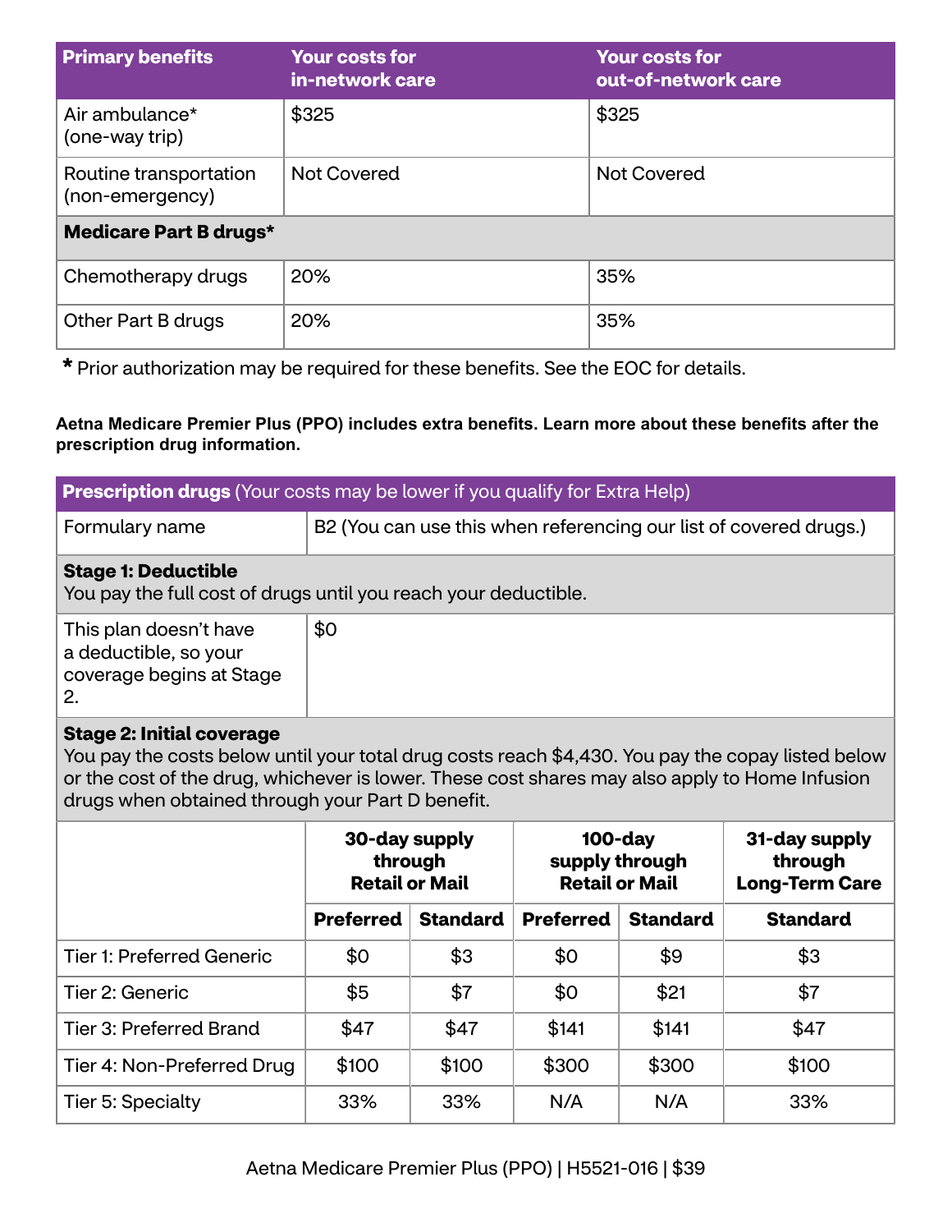| Primary benefits | Your costs for in-network care | Your costs for out-of-network care |
|---|---|---|
| Air ambulance* (one-way trip) | $325 | $325 |
| Routine transportation (non-emergency) | Not Covered | Not Covered |
| **Medicare Part B drugs*** | | |
| Chemotherapy drugs | 20% | 35% |
| Other Part B drugs | 20% | 35% |

\* Prior authorization may be required for these benefits. See the EOC for details.

**Aetna Medicare Premier Plus (PPO) includes extra benefits. Learn more about these benefits after the prescription drug information.**

| **Prescription drugs** (Your costs may be lower if you qualify for Extra Help) | |
|---|---|
| Formulary name | B2 (You can use this when referencing our list of covered drugs.) |
| **Stage 1: Deductible** You pay the full cost of drugs until you reach your deductible. | |
| This plan doesn't have a deductible, so your coverage begins at Stage 2. | $0 |
| **Stage 2: Initial coverage** You pay the costs below until your total drug costs reach $4,430. You pay the copay listed below or the cost of the drug, whichever is lower. These cost shares may also apply to Home Infusion drugs when obtained through your Part D benefit. | |

| | 30-day supply through Retail or Mail | | 100-day supply through Retail or Mail | | 31-day supply through Long-Term Care |
|---|---|---|---|---|---|
| | **Preferred** | **Standard** | **Preferred** | **Standard** | **Standard** |
| Tier 1: Preferred Generic | $0 | $3 | $0 | $9 | $3 |
| Tier 2: Generic | $5 | $7 | $0 | $21 | $7 |
| Tier 3: Preferred Brand | $47 | $47 | $141 | $141 | $47 |
| Tier 4: Non-Preferred Drug | $100 | $100 | $300 | $300 | $100 |
| Tier 5: Specialty | 33% | 33% | N/A | N/A | 33% |

Aetna Medicare Premier Plus (PPO) | H5521-016 | $39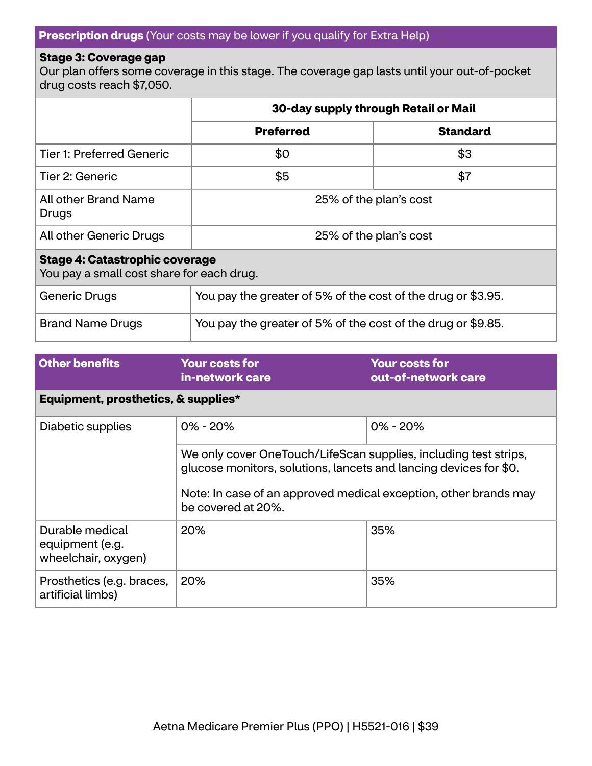| Prescription drugs (Your costs may be lower if you qualify for Extra Help) | | |
|---|---|---|
| **Stage 3: Coverage gap**<br>Our plan offers some coverage in this stage. The coverage gap lasts until your out-of-pocket drug costs reach $7,050. | | |
| | **30-day supply through Retail or Mail** | |
| | **Preferred** | **Standard** |
| Tier 1: Preferred Generic | $0 | $3 |
| Tier 2: Generic | $5 | $7 |
| All other Brand Name Drugs | 25% of the plan's cost | |
| All other Generic Drugs | 25% of the plan's cost | |
| **Stage 4: Catastrophic coverage**<br>You pay a small cost share for each drug. | | |
| Generic Drugs | You pay the greater of 5% of the cost of the drug or $3.95. | |
| Brand Name Drugs | You pay the greater of 5% of the cost of the drug or $9.85. | |

| Other benefits | Your costs for in-network care | Your costs for out-of-network care |
|---|---|---|
| **Equipment, prosthetics, & supplies*** | | |
| Diabetic supplies | 0% - 20% | 0% - 20% |
| | We only cover OneTouch/LifeScan supplies, including test strips, glucose monitors, solutions, lancets and lancing devices for $0.<br><br>Note: In case of an approved medical exception, other brands may be covered at 20%. | |
| Durable medical equipment (e.g. wheelchair, oxygen) | 20% | 35% |
| Prosthetics (e.g. braces, artificial limbs) | 20% | 35% |

Aetna Medicare Premier Plus (PPO) | H5521-016 | $39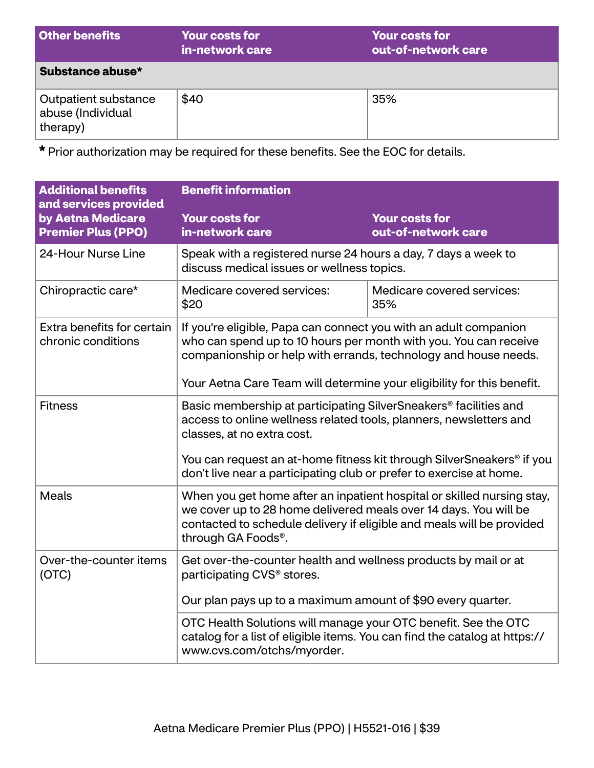| Other benefits | Your costs for in-network care | Your costs for out-of-network care |
| --- | --- | --- |
| **Substance abuse*** | | |
| Outpatient substance abuse (Individual therapy) | $40 | 35% |

\* Prior authorization may be required for these benefits. See the EOC for details.

| Additional benefits and services provided by Aetna Medicare Premier Plus (PPO) | Benefit information<br><br>Your costs for in-network care | <br><br>Your costs for out-of-network care |
| --- | --- | --- |
| 24-Hour Nurse Line | Speak with a registered nurse 24 hours a day, 7 days a week to discuss medical issues or wellness topics. | |
| Chiropractic care* | Medicare covered services: $20 | Medicare covered services: 35% |
| Extra benefits for certain chronic conditions | If you're eligible, Papa can connect you with an adult companion who can spend up to 10 hours per month with you. You can receive companionship or help with errands, technology and house needs.<br><br>Your Aetna Care Team will determine your eligibility for this benefit. | |
| Fitness | Basic membership at participating SilverSneakers® facilities and access to online wellness related tools, planners, newsletters and classes, at no extra cost.<br><br>You can request an at-home fitness kit through SilverSneakers® if you don't live near a participating club or prefer to exercise at home. | |
| Meals | When you get home after an inpatient hospital or skilled nursing stay, we cover up to 28 home delivered meals over 14 days. You will be contacted to schedule delivery if eligible and meals will be provided through GA Foods®. | |
| Over-the-counter items (OTC) | Get over-the-counter health and wellness products by mail or at participating CVS® stores.<br><br>Our plan pays up to a maximum amount of $90 every quarter. | |
| | OTC Health Solutions will manage your OTC benefit. See the OTC catalog for a list of eligible items. You can find the catalog at https://www.cvs.com/otchs/myorder. | |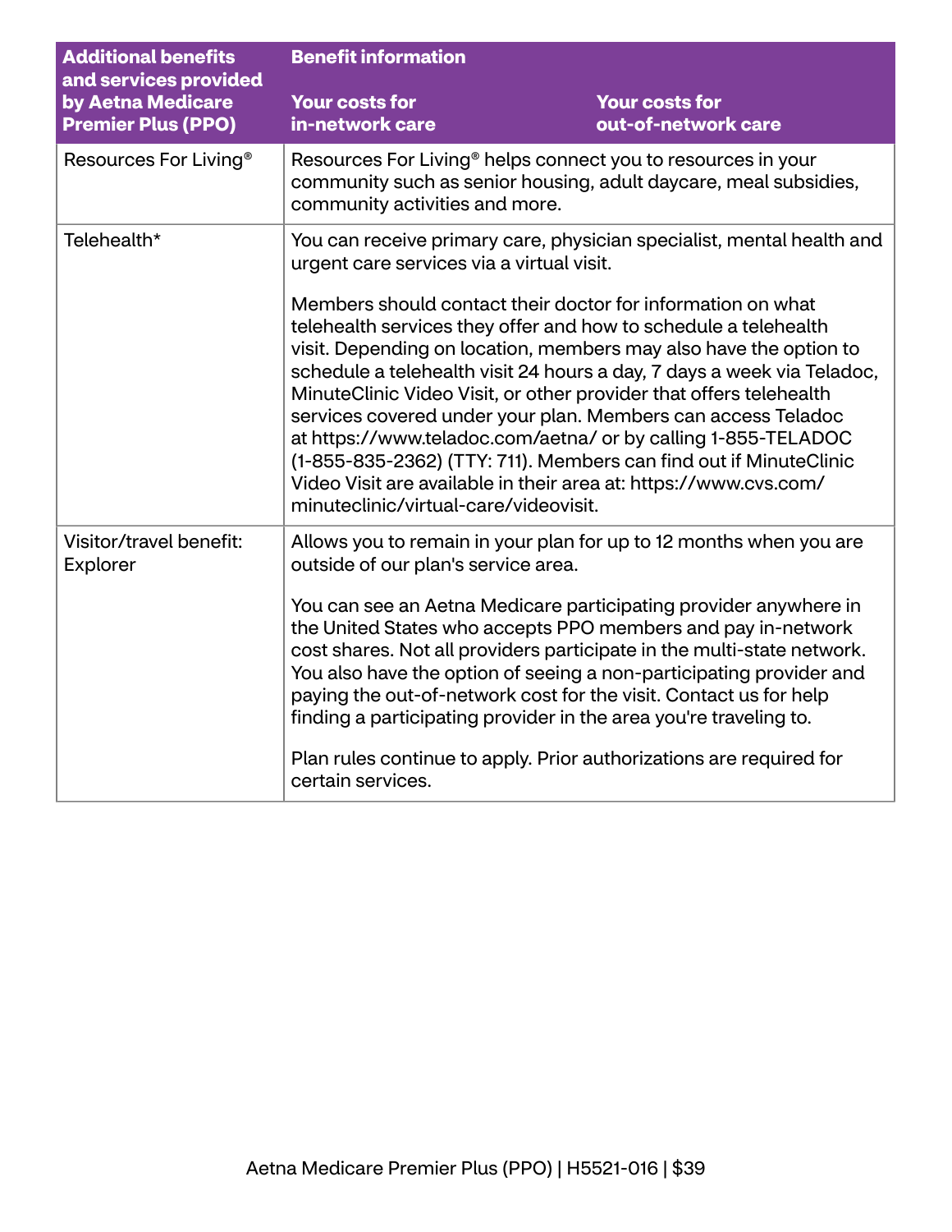| Additional benefits and services provided by Aetna Medicare Premier Plus (PPO) | Benefit information<br><br>Your costs for in-network care | <br><br>Your costs for out-of-network care |
|---|---|---|
| Resources For Living® | Resources For Living® helps connect you to resources in your community such as senior housing, adult daycare, meal subsidies, community activities and more. | |
| Telehealth* | You can receive primary care, physician specialist, mental health and urgent care services via a virtual visit.<br><br>Members should contact their doctor for information on what telehealth services they offer and how to schedule a telehealth visit. Depending on location, members may also have the option to schedule a telehealth visit 24 hours a day, 7 days a week via Teladoc, MinuteClinic Video Visit, or other provider that offers telehealth services covered under your plan. Members can access Teladoc at https://www.teladoc.com/aetna/ or by calling 1-855-TELADOC (1-855-835-2362) (TTY: 711). Members can find out if MinuteClinic Video Visit are available in their area at: https://www.cvs.com/minuteclinic/virtual-care/videovisit. | |
| Visitor/travel benefit: Explorer | Allows you to remain in your plan for up to 12 months when you are outside of our plan's service area.<br><br>You can see an Aetna Medicare participating provider anywhere in the United States who accepts PPO members and pay in-network cost shares. Not all providers participate in the multi-state network. You also have the option of seeing a non-participating provider and paying the out-of-network cost for the visit. Contact us for help finding a participating provider in the area you're traveling to.<br><br>Plan rules continue to apply. Prior authorizations are required for certain services. | |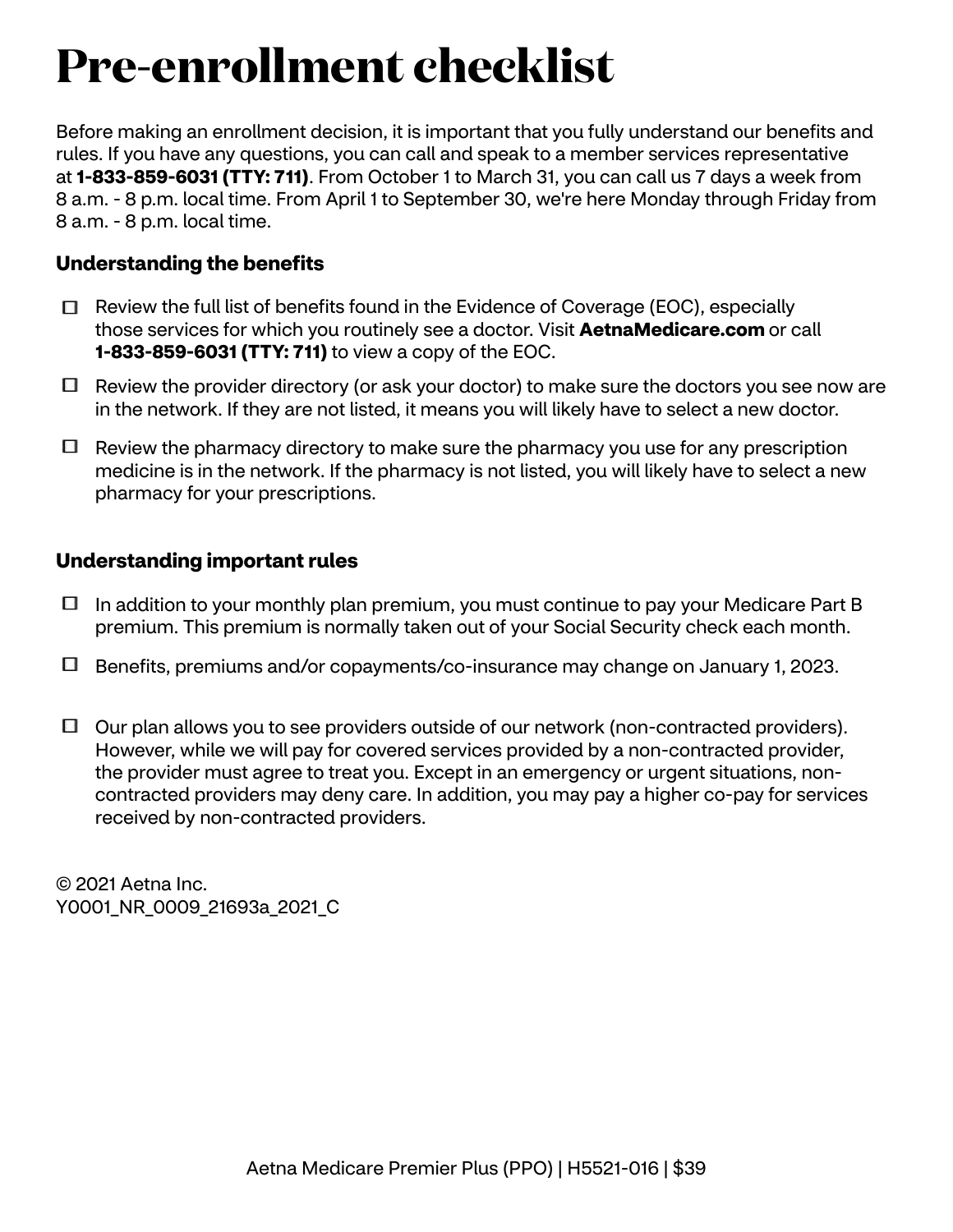# Pre-enrollment checklist

Before making an enrollment decision, it is important that you fully understand our benefits and rules. If you have any questions, you can call and speak to a member services representative at **1-833-859-6031 (TTY: 711)**. From October 1 to March 31, you can call us 7 days a week from 8 a.m. - 8 p.m. local time. From April 1 to September 30, we're here Monday through Friday from 8 a.m. - 8 p.m. local time.

### Understanding the benefits

- ☐ Review the full list of benefits found in the Evidence of Coverage (EOC), especially those services for which you routinely see a doctor. Visit **AetnaMedicare.com** or call **1-833-859-6031 (TTY: 711)** to view a copy of the EOC.
- ☐ Review the provider directory (or ask your doctor) to make sure the doctors you see now are in the network. If they are not listed, it means you will likely have to select a new doctor.
- ☐ Review the pharmacy directory to make sure the pharmacy you use for any prescription medicine is in the network. If the pharmacy is not listed, you will likely have to select a new pharmacy for your prescriptions.

### Understanding important rules

- ☐ In addition to your monthly plan premium, you must continue to pay your Medicare Part B premium. This premium is normally taken out of your Social Security check each month.
- ☐ Benefits, premiums and/or copayments/co-insurance may change on January 1, 2023.
- ☐ Our plan allows you to see providers outside of our network (non-contracted providers). However, while we will pay for covered services provided by a non-contracted provider, the provider must agree to treat you. Except in an emergency or urgent situations, non-contracted providers may deny care. In addition, you may pay a higher co-pay for services received by non-contracted providers.

© 2021 Aetna Inc.
Y0001_NR_0009_21693a_2021_C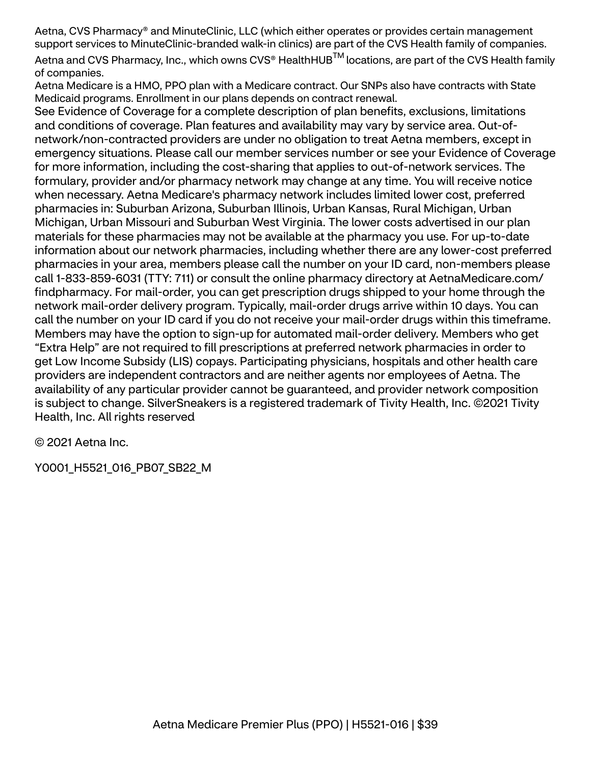Aetna, CVS Pharmacy® and MinuteClinic, LLC (which either operates or provides certain management support services to MinuteClinic-branded walk-in clinics) are part of the CVS Health family of companies.

Aetna and CVS Pharmacy, Inc., which owns CVS® HealthHUB™ locations, are part of the CVS Health family of companies.

Aetna Medicare is a HMO, PPO plan with a Medicare contract. Our SNPs also have contracts with State Medicaid programs. Enrollment in our plans depends on contract renewal.

See Evidence of Coverage for a complete description of plan benefits, exclusions, limitations and conditions of coverage. Plan features and availability may vary by service area. Out-of-network/non-contracted providers are under no obligation to treat Aetna members, except in emergency situations. Please call our member services number or see your Evidence of Coverage for more information, including the cost-sharing that applies to out-of-network services. The formulary, provider and/or pharmacy network may change at any time. You will receive notice when necessary. Aetna Medicare's pharmacy network includes limited lower cost, preferred pharmacies in: Suburban Arizona, Suburban Illinois, Urban Kansas, Rural Michigan, Urban Michigan, Urban Missouri and Suburban West Virginia. The lower costs advertised in our plan materials for these pharmacies may not be available at the pharmacy you use. For up-to-date information about our network pharmacies, including whether there are any lower-cost preferred pharmacies in your area, members please call the number on your ID card, non-members please call 1-833-859-6031 (TTY: 711) or consult the online pharmacy directory at AetnaMedicare.com/findpharmacy. For mail-order, you can get prescription drugs shipped to your home through the network mail-order delivery program. Typically, mail-order drugs arrive within 10 days. You can call the number on your ID card if you do not receive your mail-order drugs within this timeframe. Members may have the option to sign-up for automated mail-order delivery. Members who get "Extra Help" are not required to fill prescriptions at preferred network pharmacies in order to get Low Income Subsidy (LIS) copays. Participating physicians, hospitals and other health care providers are independent contractors and are neither agents nor employees of Aetna. The availability of any particular provider cannot be guaranteed, and provider network composition is subject to change. SilverSneakers is a registered trademark of Tivity Health, Inc. ©2021 Tivity Health, Inc. All rights reserved

© 2021 Aetna Inc.

Y0001_H5521_016_PB07_SB22_M